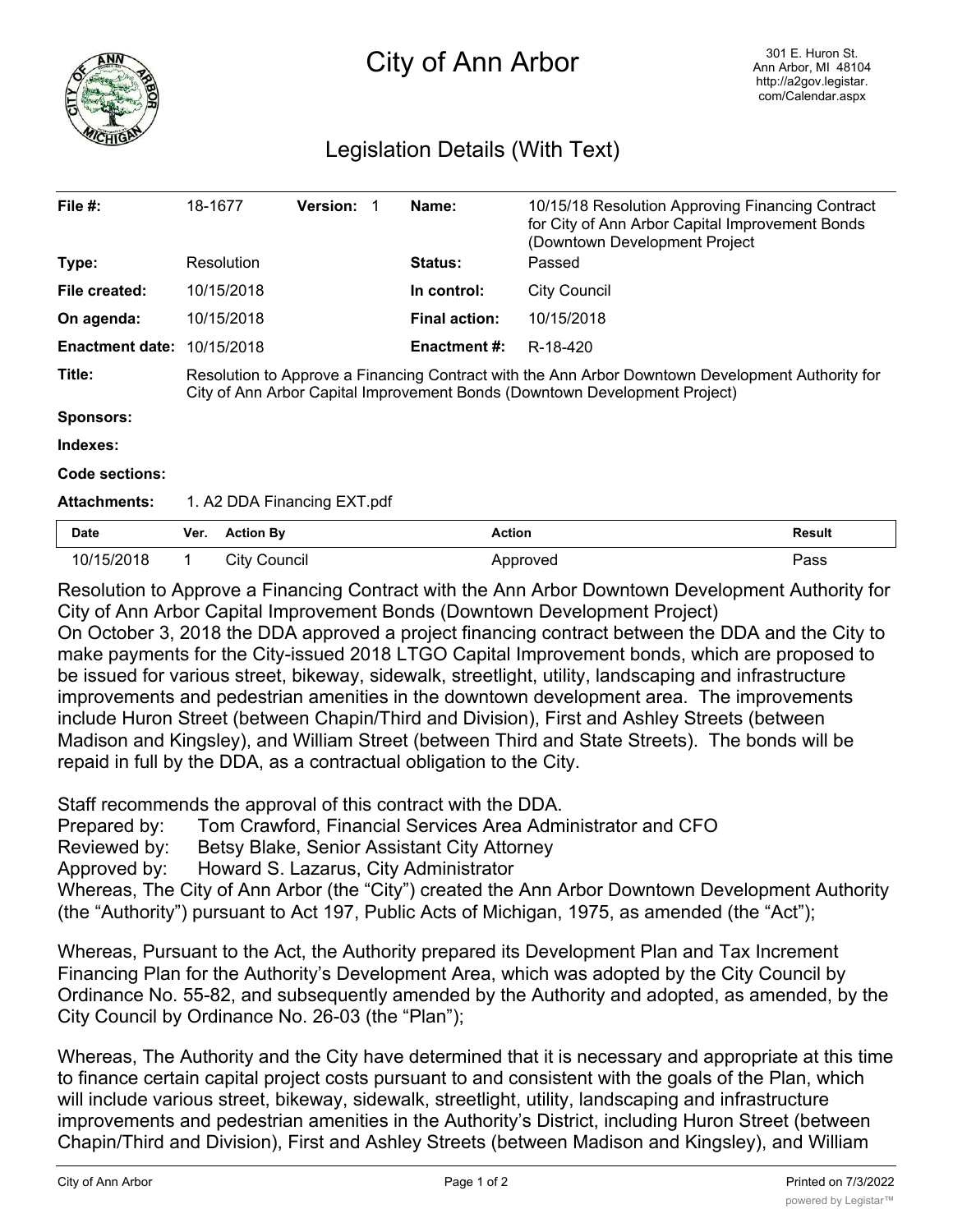# City of Ann Arbor

301 E. Huron St.
Ann Arbor, MI 48104
http://a2gov.legistar.com/Calendar.aspx

## Legislation Details (With Text)

| | | | | | |
|---|---|---|---|---|---|
| **File #:** | 18-1677 | **Version:** 1 | | **Name:** | 10/15/18 Resolution Approving Financing Contract for City of Ann Arbor Capital Improvement Bonds (Downtown Development Project |
| **Type:** | Resolution | | | **Status:** | Passed |
| **File created:** | 10/15/2018 | | | **In control:** | City Council |
| **On agenda:** | 10/15/2018 | | | **Final action:** | 10/15/2018 |
| **Enactment date:** | 10/15/2018 | | | **Enactment #:** | R-18-420 |

**Title:** Resolution to Approve a Financing Contract with the Ann Arbor Downtown Development Authority for City of Ann Arbor Capital Improvement Bonds (Downtown Development Project)

**Sponsors:**

**Indexes:**

**Code sections:**

**Attachments:** 1. A2 DDA Financing EXT.pdf

| Date | Ver. | Action By | Action | Result |
|---|---|---|---|---|
| 10/15/2018 | 1 | City Council | Approved | Pass |

Resolution to Approve a Financing Contract with the Ann Arbor Downtown Development Authority for City of Ann Arbor Capital Improvement Bonds (Downtown Development Project)

On October 3, 2018 the DDA approved a project financing contract between the DDA and the City to make payments for the City-issued 2018 LTGO Capital Improvement bonds, which are proposed to be issued for various street, bikeway, sidewalk, streetlight, utility, landscaping and infrastructure improvements and pedestrian amenities in the downtown development area. The improvements include Huron Street (between Chapin/Third and Division), First and Ashley Streets (between Madison and Kingsley), and William Street (between Third and State Streets). The bonds will be repaid in full by the DDA, as a contractual obligation to the City.

Staff recommends the approval of this contract with the DDA.

Prepared by: Tom Crawford, Financial Services Area Administrator and CFO
Reviewed by: Betsy Blake, Senior Assistant City Attorney
Approved by: Howard S. Lazarus, City Administrator

Whereas, The City of Ann Arbor (the "City") created the Ann Arbor Downtown Development Authority (the "Authority") pursuant to Act 197, Public Acts of Michigan, 1975, as amended (the "Act");

Whereas, Pursuant to the Act, the Authority prepared its Development Plan and Tax Increment Financing Plan for the Authority's Development Area, which was adopted by the City Council by Ordinance No. 55-82, and subsequently amended by the Authority and adopted, as amended, by the City Council by Ordinance No. 26-03 (the "Plan");

Whereas, The Authority and the City have determined that it is necessary and appropriate at this time to finance certain capital project costs pursuant to and consistent with the goals of the Plan, which will include various street, bikeway, sidewalk, streetlight, utility, landscaping and infrastructure improvements and pedestrian amenities in the Authority's District, including Huron Street (between Chapin/Third and Division), First and Ashley Streets (between Madison and Kingsley), and William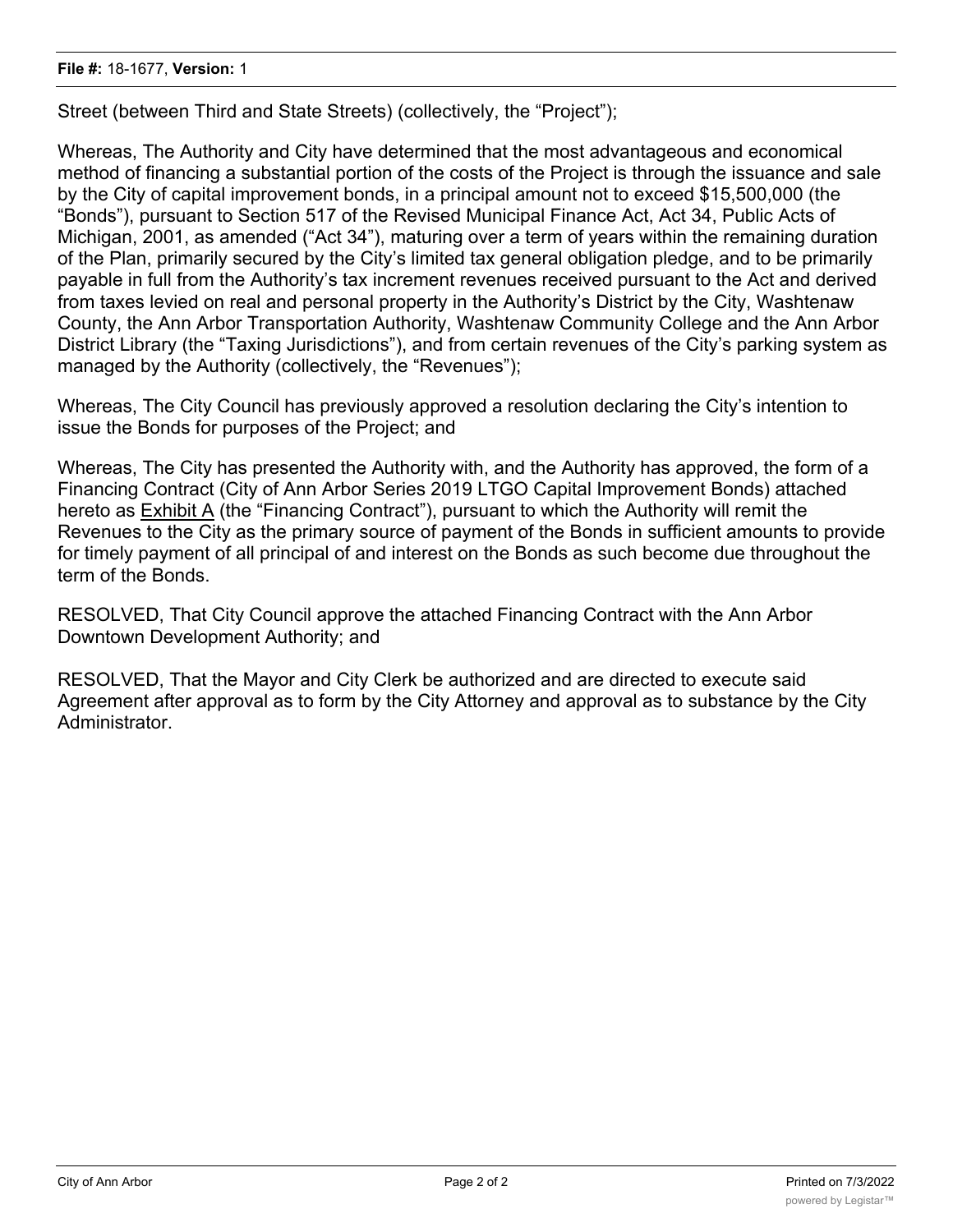Street (between Third and State Streets) (collectively, the "Project");

Whereas, The Authority and City have determined that the most advantageous and economical method of financing a substantial portion of the costs of the Project is through the issuance and sale by the City of capital improvement bonds, in a principal amount not to exceed $15,500,000 (the "Bonds"), pursuant to Section 517 of the Revised Municipal Finance Act, Act 34, Public Acts of Michigan, 2001, as amended ("Act 34"), maturing over a term of years within the remaining duration of the Plan, primarily secured by the City's limited tax general obligation pledge, and to be primarily payable in full from the Authority's tax increment revenues received pursuant to the Act and derived from taxes levied on real and personal property in the Authority's District by the City, Washtenaw County, the Ann Arbor Transportation Authority, Washtenaw Community College and the Ann Arbor District Library (the "Taxing Jurisdictions"), and from certain revenues of the City's parking system as managed by the Authority (collectively, the "Revenues");

Whereas, The City Council has previously approved a resolution declaring the City's intention to issue the Bonds for purposes of the Project; and

Whereas, The City has presented the Authority with, and the Authority has approved, the form of a Financing Contract (City of Ann Arbor Series 2019 LTGO Capital Improvement Bonds) attached hereto as Exhibit A (the "Financing Contract"), pursuant to which the Authority will remit the Revenues to the City as the primary source of payment of the Bonds in sufficient amounts to provide for timely payment of all principal of and interest on the Bonds as such become due throughout the term of the Bonds.

RESOLVED, That City Council approve the attached Financing Contract with the Ann Arbor Downtown Development Authority; and

RESOLVED, That the Mayor and City Clerk be authorized and are directed to execute said Agreement after approval as to form by the City Attorney and approval as to substance by the City Administrator.